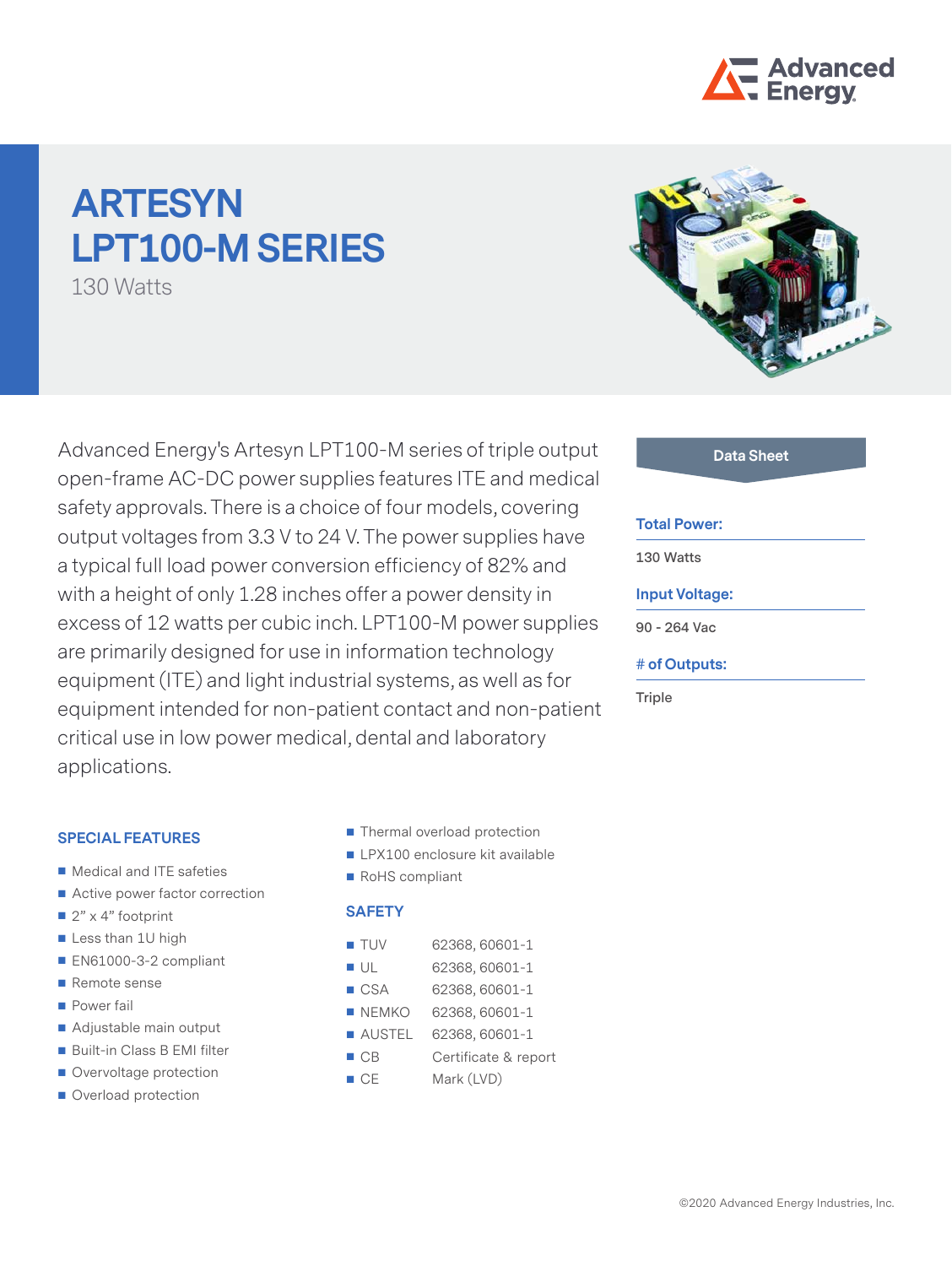# ARTESYN LPT100-M SERIES

130 Watts

Advanced Energy's Artesyn LPT100-M series of triple output open-frame AC-DC power supplies features ITE and medical safety approvals. There is a choice of four models, covering output voltages from 3.3 V to 24 V. The power supplies have a typical full load power conversion efficiency of 82% and with a height of only 1.28 inches offer a power density in excess of 12 watts per cubic inch. LPT100-M power supplies are primarily designed for use in information technology equipment (ITE) and light industrial systems, as well as for equipment intended for non-patient contact and non-patient critical use in low power medical, dental and laboratory applications.

**Data Sheet**

**Total Power:**

130 Watts

**Input Voltage:**

90 - 264 Vac

**# of Outputs:**

Triple

## SPECIAL FEATURES

- Medical and ITE safeties
- Active power factor correction
- 2" x 4" footprint
- Less than 1U high
- EN61000-3-2 compliant
- Remote sense
- Power fail
- Adjustable main output
- Built-in Class B EMI filter
- Overvoltage protection
- Overload protection
- Thermal overload protection
- LPX100 enclosure kit available
- RoHS compliant

## SAFETY

| | |
|---|---|
| TUV | 62368, 60601-1 |
| UL | 62368, 60601-1 |
| CSA | 62368, 60601-1 |
| NEMKO | 62368, 60601-1 |
| AUSTEL | 62368, 60601-1 |
| CB | Certificate & report |
| CE | Mark (LVD) |

©2020 Advanced Energy Industries, Inc.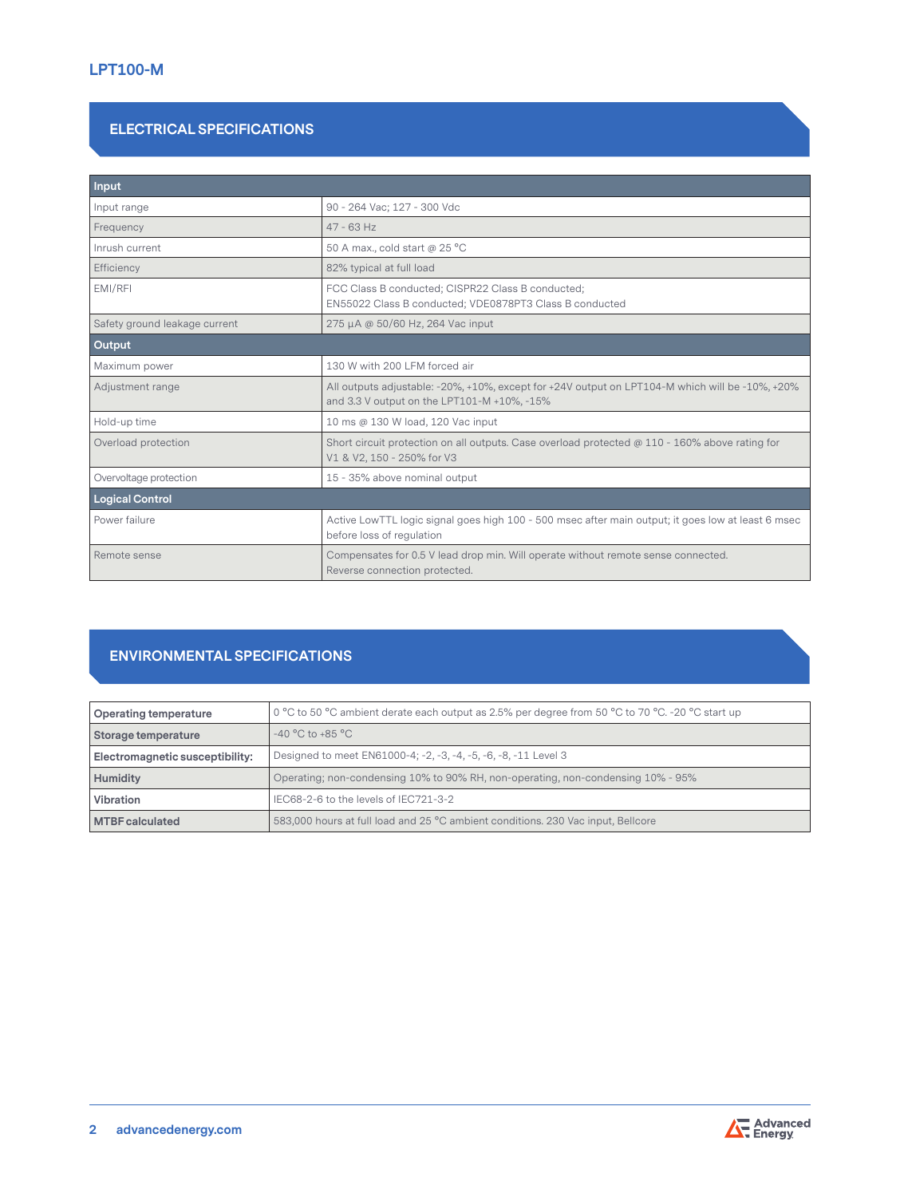# LPT100-M

## ELECTRICAL SPECIFICATIONS

| | |
|---|---|
| **Input** | |
| Input range | 90 - 264 Vac; 127 - 300 Vdc |
| Frequency | 47 - 63 Hz |
| Inrush current | 50 A max., cold start @ 25 °C |
| Efficiency | 82% typical at full load |
| EMI/RFI | FCC Class B conducted; CISPR22 Class B conducted; EN55022 Class B conducted; VDE0878PT3 Class B conducted |
| Safety ground leakage current | 275 µA @ 50/60 Hz, 264 Vac input |
| **Output** | |
| Maximum power | 130 W with 200 LFM forced air |
| Adjustment range | All outputs adjustable: -20%, +10%, except for +24V output on LPT104-M which will be -10%, +20% and 3.3 V output on the LPT101-M +10%, -15% |
| Hold-up time | 10 ms @ 130 W load, 120 Vac input |
| Overload protection | Short circuit protection on all outputs. Case overload protected @ 110 - 160% above rating for V1 & V2, 150 - 250% for V3 |
| Overvoltage protection | 15 - 35% above nominal output |
| **Logical Control** | |
| Power failure | Active LowTTL logic signal goes high 100 - 500 msec after main output; it goes low at least 6 msec before loss of regulation |
| Remote sense | Compensates for 0.5 V lead drop min. Will operate without remote sense connected. Reverse connection protected. |

## ENVIRONMENTAL SPECIFICATIONS

| | |
|---|---|
| **Operating temperature** | 0 °C to 50 °C ambient derate each output as 2.5% per degree from 50 °C to 70 °C. -20 °C start up |
| **Storage temperature** | -40 °C to +85 °C |
| **Electromagnetic susceptibility:** | Designed to meet EN61000-4; -2, -3, -4, -5, -6, -8, -11 Level 3 |
| **Humidity** | Operating; non-condensing 10% to 90% RH, non-operating, non-condensing 10% - 95% |
| **Vibration** | IEC68-2-6 to the levels of IEC721-3-2 |
| **MTBF calculated** | 583,000 hours at full load and 25 °C ambient conditions. 230 Vac input, Bellcore |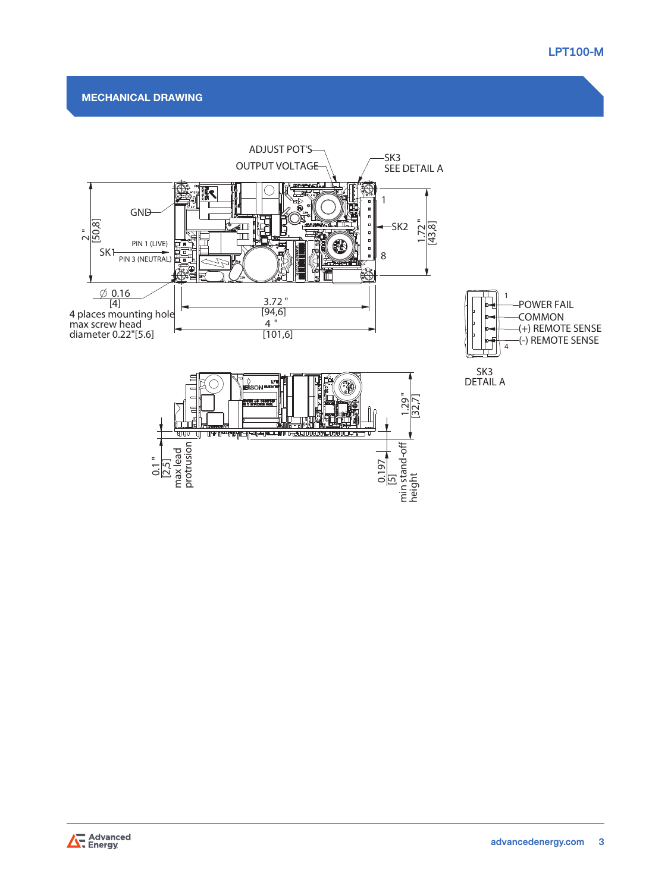## MECHANICAL DRAWING

ADJUST POT'S
OUTPUT VOLTAGE
SK3
SEE DETAIL A
GND
2 "
[50,8]
PIN 1 (LIVE)
SK1
PIN 3 (NEUTRAL)
1
SK2
8
1.72 "
[43,8]
∅ 0.16
[4]
4 places mounting hole
max screw head
diameter 0.22"[5.6]
3.72 "
[94,6]
4 "
[101,6]

1
POWER FAIL
COMMON
(+) REMOTE SENSE
(-) REMOTE SENSE
4
SK3
DETAIL A

1.29 "
[32,7]
0.1 "
[2,5]
max lead
protrusion
0.197
[5]
min stand-off
height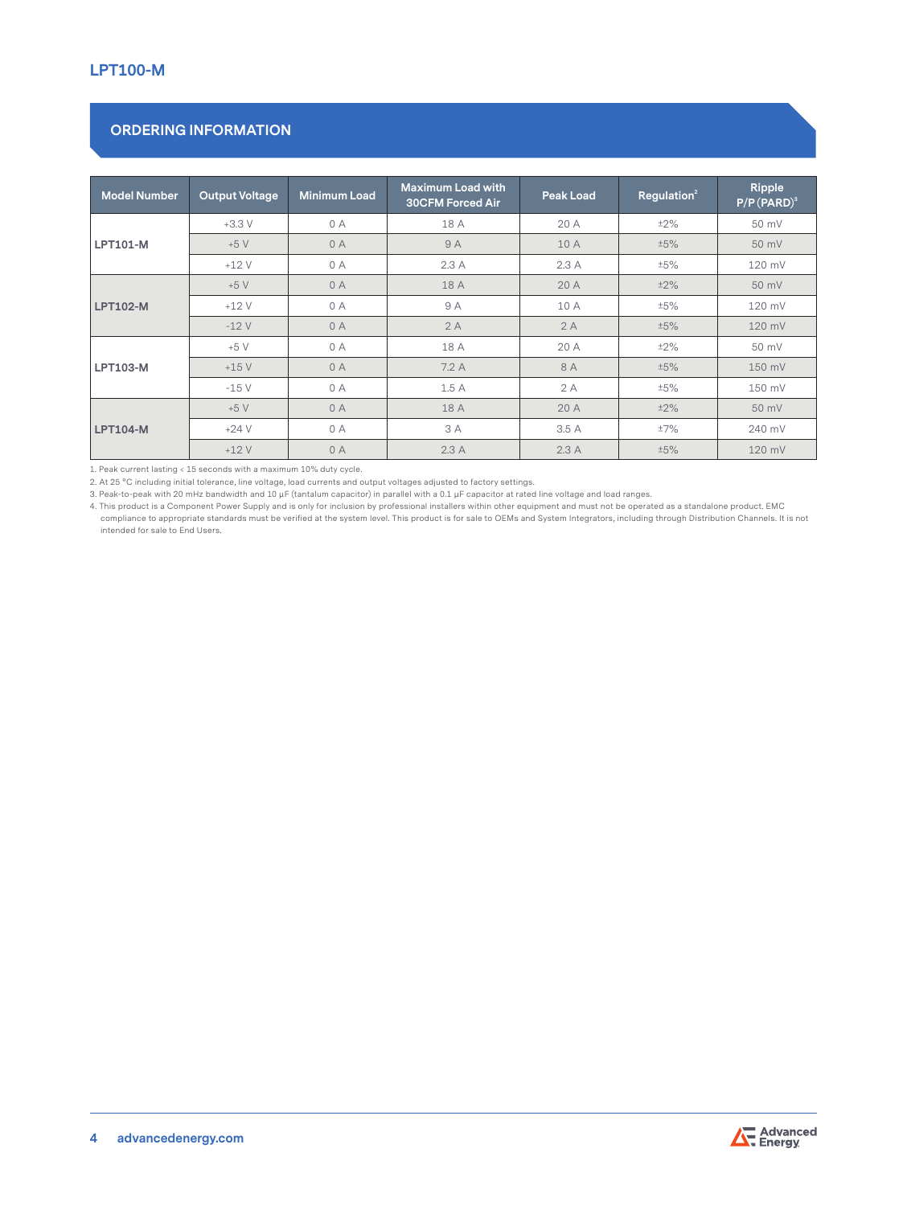## ORDERING INFORMATION

| Model Number | Output Voltage | Minimum Load | Maximum Load with 30CFM Forced Air | Peak Load | Regulation[2] | Ripple P/P (PARD)[3] |
|---|---|---|---|---|---|---|
| LPT101-M | +3.3 V | 0 A | 18 A | 20 A | ±2% | 50 mV |
| | +5 V | 0 A | 9 A | 10 A | ±5% | 50 mV |
| | +12 V | 0 A | 2.3 A | 2.3 A | ±5% | 120 mV |
| LPT102-M | +5 V | 0 A | 18 A | 20 A | ±2% | 50 mV |
| | +12 V | 0 A | 9 A | 10 A | ±5% | 120 mV |
| | -12 V | 0 A | 2 A | 2 A | ±5% | 120 mV |
| LPT103-M | +5 V | 0 A | 18 A | 20 A | ±2% | 50 mV |
| | +15 V | 0 A | 7.2 A | 8 A | ±5% | 150 mV |
| | -15 V | 0 A | 1.5 A | 2 A | ±5% | 150 mV |
| LPT104-M | +5 V | 0 A | 18 A | 20 A | ±2% | 50 mV |
| | +24 V | 0 A | 3 A | 3.5 A | ±7% | 240 mV |
| | +12 V | 0 A | 2.3 A | 2.3 A | ±5% | 120 mV |

1. Peak current lasting < 15 seconds with a maximum 10% duty cycle.
2. At 25 °C including initial tolerance, line voltage, load currents and output voltages adjusted to factory settings.
3. Peak-to-peak with 20 mHz bandwidth and 10 µF (tantalum capacitor) in parallel with a 0.1 µF capacitor at rated line voltage and load ranges.
4. This product is a Component Power Supply and is only for inclusion by professional installers within other equipment and must not be operated as a standalone product. EMC compliance to appropriate standards must be verified at the system level. This product is for sale to OEMs and System Integrators, including through Distribution Channels. It is not intended for sale to End Users.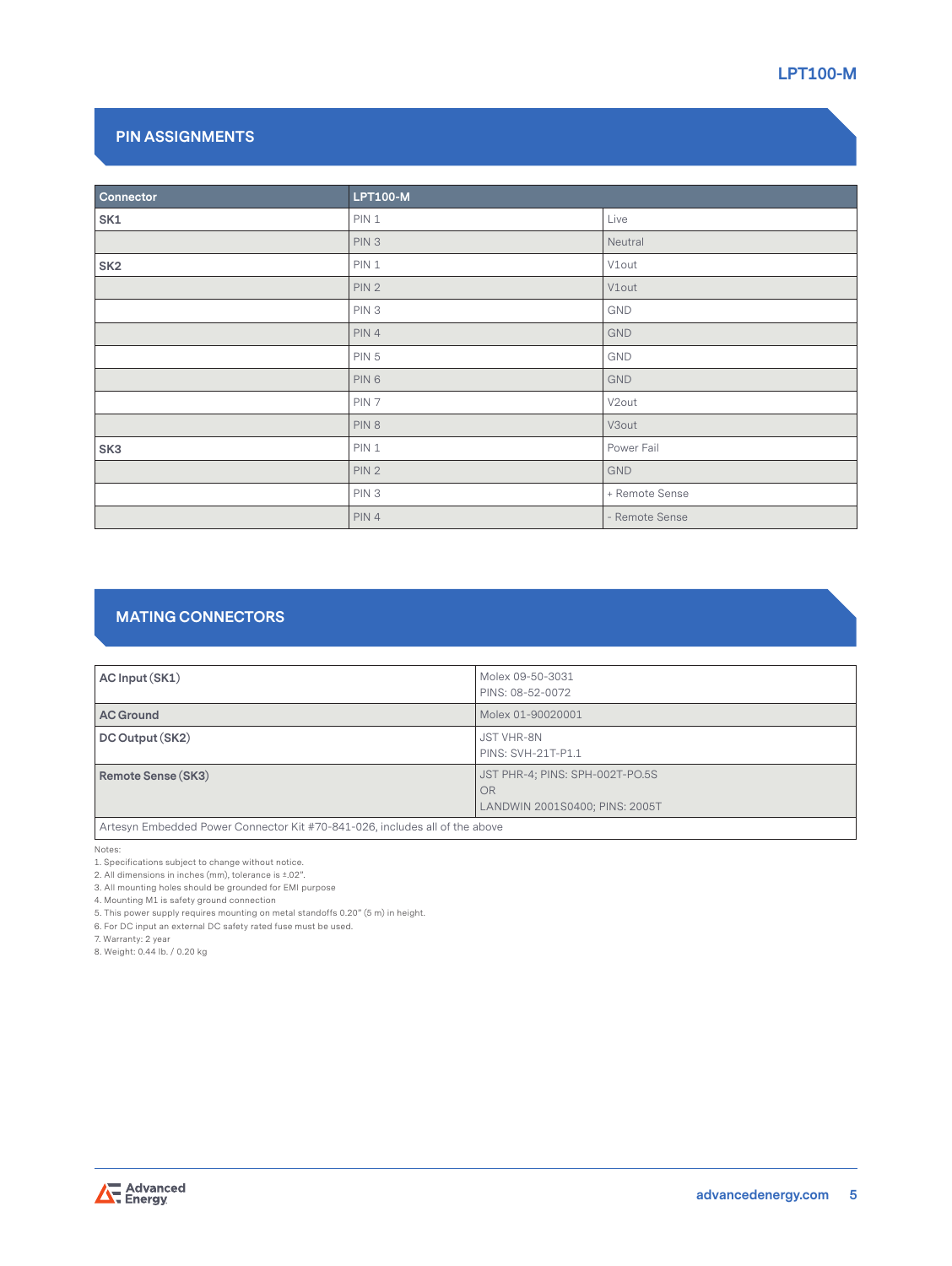## PIN ASSIGNMENTS

| Connector | LPT100-M | |
|---|---|---|
| **SK1** | PIN 1 | Live |
| | PIN 3 | Neutral |
| **SK2** | PIN 1 | V1out |
| | PIN 2 | V1out |
| | PIN 3 | GND |
| | PIN 4 | GND |
| | PIN 5 | GND |
| | PIN 6 | GND |
| | PIN 7 | V2out |
| | PIN 8 | V3out |
| **SK3** | PIN 1 | Power Fail |
| | PIN 2 | GND |
| | PIN 3 | + Remote Sense |
| | PIN 4 | - Remote Sense |

## MATING CONNECTORS

| | |
|---|---|
| **AC Input (SK1)** | Molex 09-50-3031<br>PINS: 08-52-0072 |
| **AC Ground** | Molex 01-90020001 |
| **DC Output (SK2)** | JST VHR-8N<br>PINS: SVH-21T-P1.1 |
| **Remote Sense (SK3)** | JST PHR-4; PINS: SPH-002T-PO.5S<br>OR<br>LANDWIN 2001S0400; PINS: 2005T |
| Artesyn Embedded Power Connector Kit #70-841-026, includes all of the above | |

Notes:
1. Specifications subject to change without notice.
2. All dimensions in inches (mm), tolerance is ±.02".
3. All mounting holes should be grounded for EMI purpose
4. Mounting M1 is safety ground connection
5. This power supply requires mounting on metal standoffs 0.20" (5 m) in height.
6. For DC input an external DC safety rated fuse must be used.
7. Warranty: 2 year
8. Weight: 0.44 lb. / 0.20 kg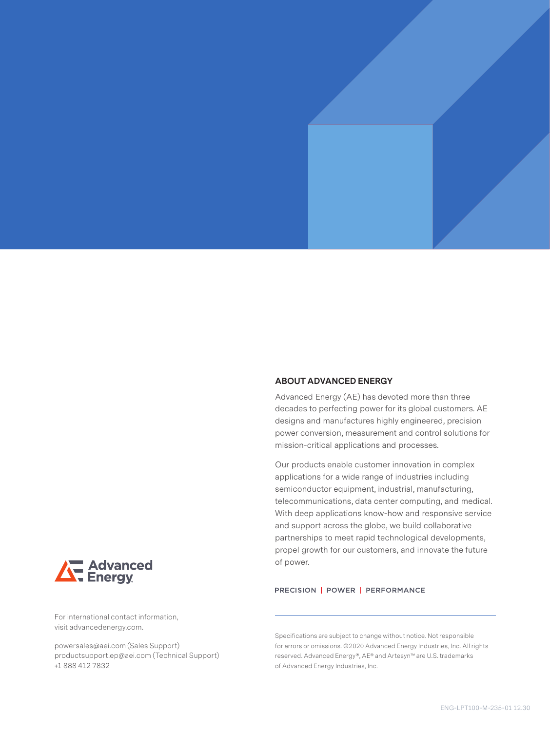## ABOUT ADVANCED ENERGY

Advanced Energy (AE) has devoted more than three decades to perfecting power for its global customers. AE designs and manufactures highly engineered, precision power conversion, measurement and control solutions for mission-critical applications and processes.

Our products enable customer innovation in complex applications for a wide range of industries including semiconductor equipment, industrial, manufacturing, telecommunications, data center computing, and medical. With deep applications know-how and responsive service and support across the globe, we build collaborative partnerships to meet rapid technological developments, propel growth for our customers, and innovate the future of power.

PRECISION | POWER | PERFORMANCE

Advanced Energy

For international contact information, visit advancedenergy.com.

powersales@aei.com (Sales Support)
productsupport.ep@aei.com (Technical Support)
+1 888 412 7832

Specifications are subject to change without notice. Not responsible for errors or omissions. ©2020 Advanced Energy Industries, Inc. All rights reserved. Advanced Energy®, AE® and Artesyn™ are U.S. trademarks of Advanced Energy Industries, Inc.

ENG-LPT100-M-235-01 12.30